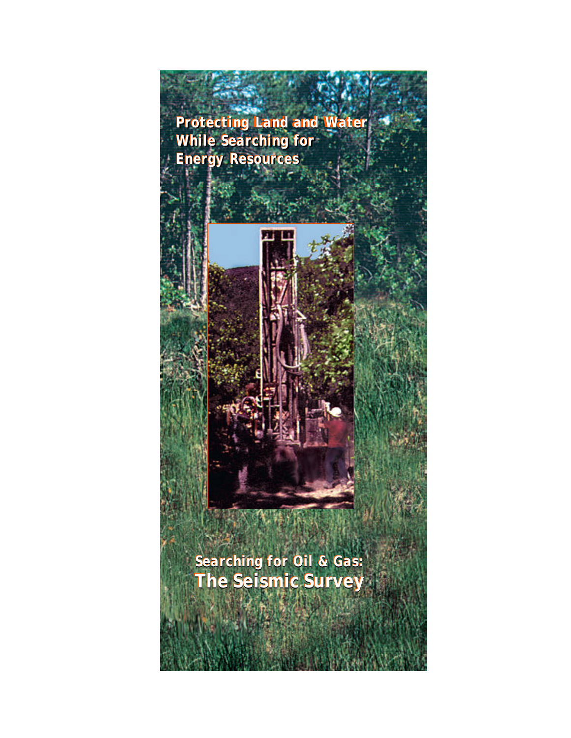## Protecting Land and Water While Searching for Energy Resources

# Searching for Oil & Gas: The Seismic Survey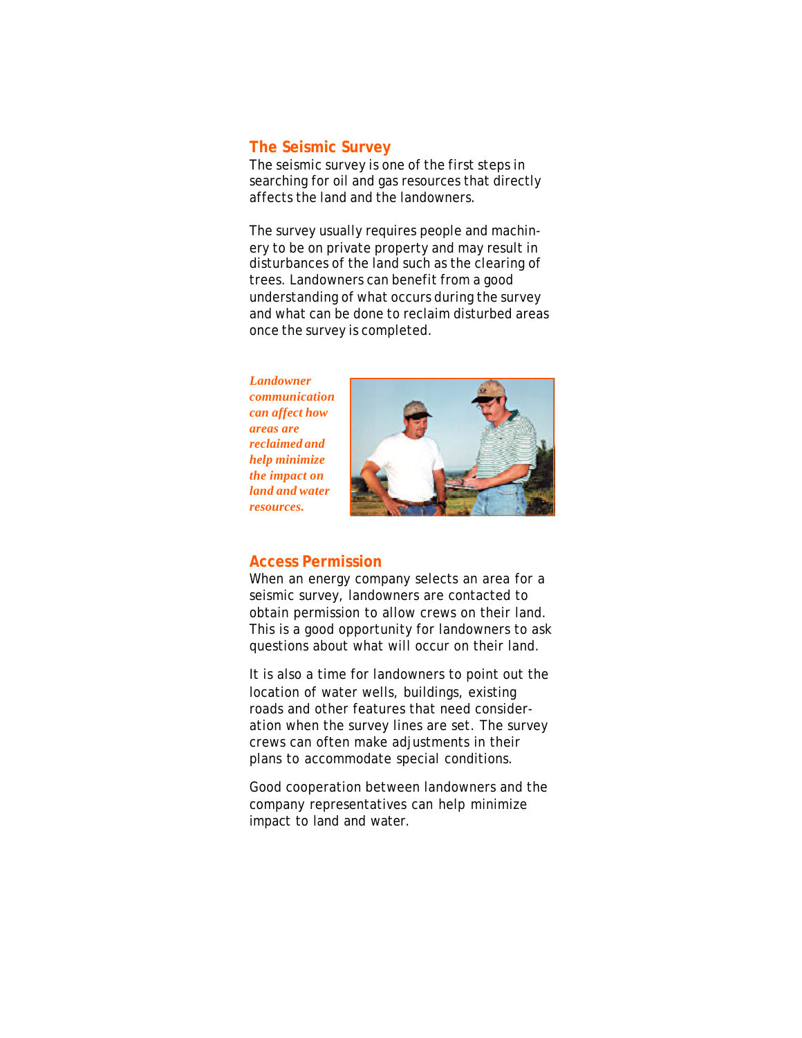## The Seismic Survey

The seismic survey is one of the first steps in searching for oil and gas resources that directly affects the land and the landowners.

The survey usually requires people and machinery to be on private property and may result in disturbances of the land such as the clearing of trees. Landowners can benefit from a good understanding of what occurs during the survey and what can be done to reclaim disturbed areas once the survey is completed.

***Landowner communication can affect how areas are reclaimed and help minimize the impact on land and water resources.***

## Access Permission

When an energy company selects an area for a seismic survey, landowners are contacted to obtain permission to allow crews on their land. This is a good opportunity for landowners to ask questions about what will occur on their land.

It is also a time for landowners to point out the location of water wells, buildings, existing roads and other features that need consideration when the survey lines are set. The survey crews can often make adjustments in their plans to accommodate special conditions.

Good cooperation between landowners and the company representatives can help minimize impact to land and water.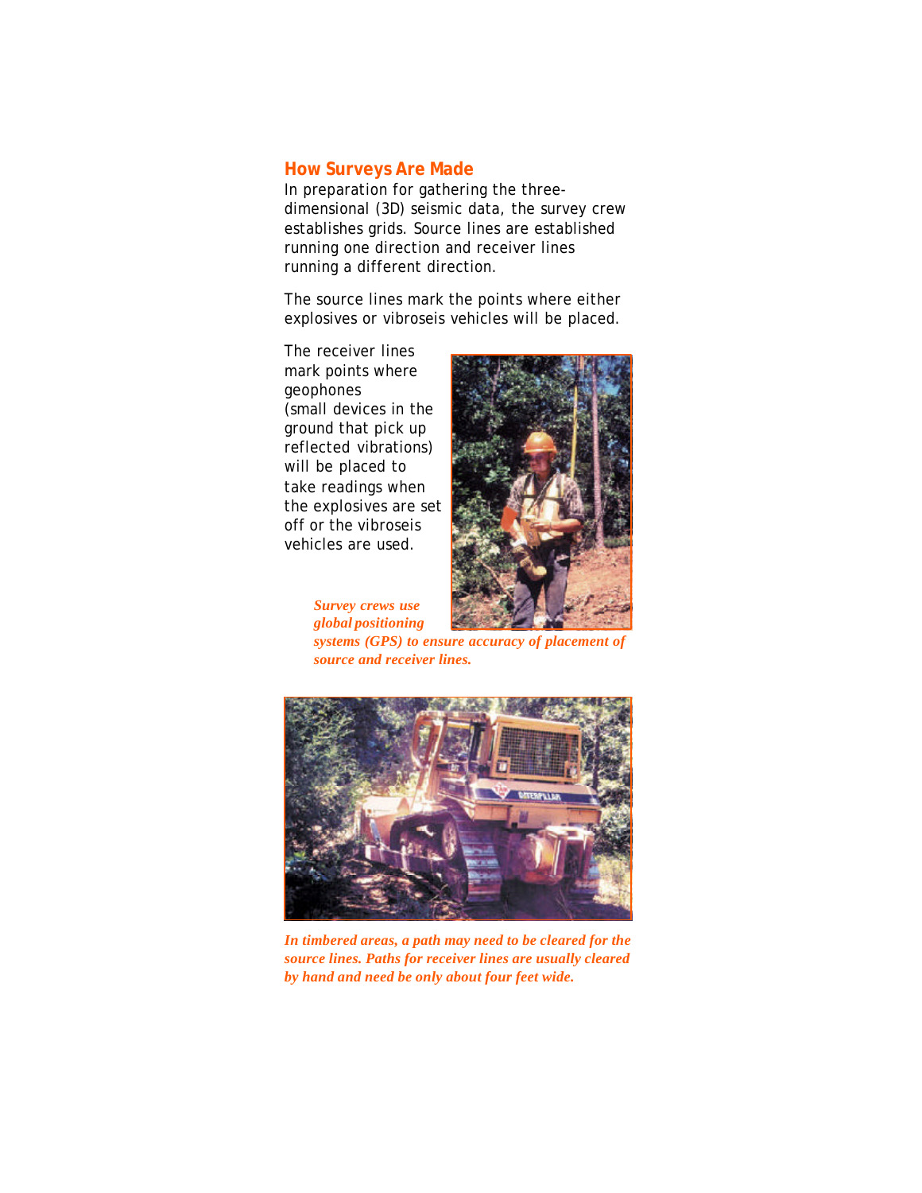## How Surveys Are Made

In preparation for gathering the three-dimensional (3D) seismic data, the survey crew establishes grids. Source lines are established running one direction and receiver lines running a different direction.

The source lines mark the points where either explosives or vibroseis vehicles will be placed.

The receiver lines mark points where geophones (small devices in the ground that pick up reflected vibrations) will be placed to take readings when the explosives are set off or the vibroseis vehicles are used.

***Survey crews use global positioning systems (GPS) to ensure accuracy of placement of source and receiver lines.***

***In timbered areas, a path may need to be cleared for the source lines. Paths for receiver lines are usually cleared by hand and need be only about four feet wide.***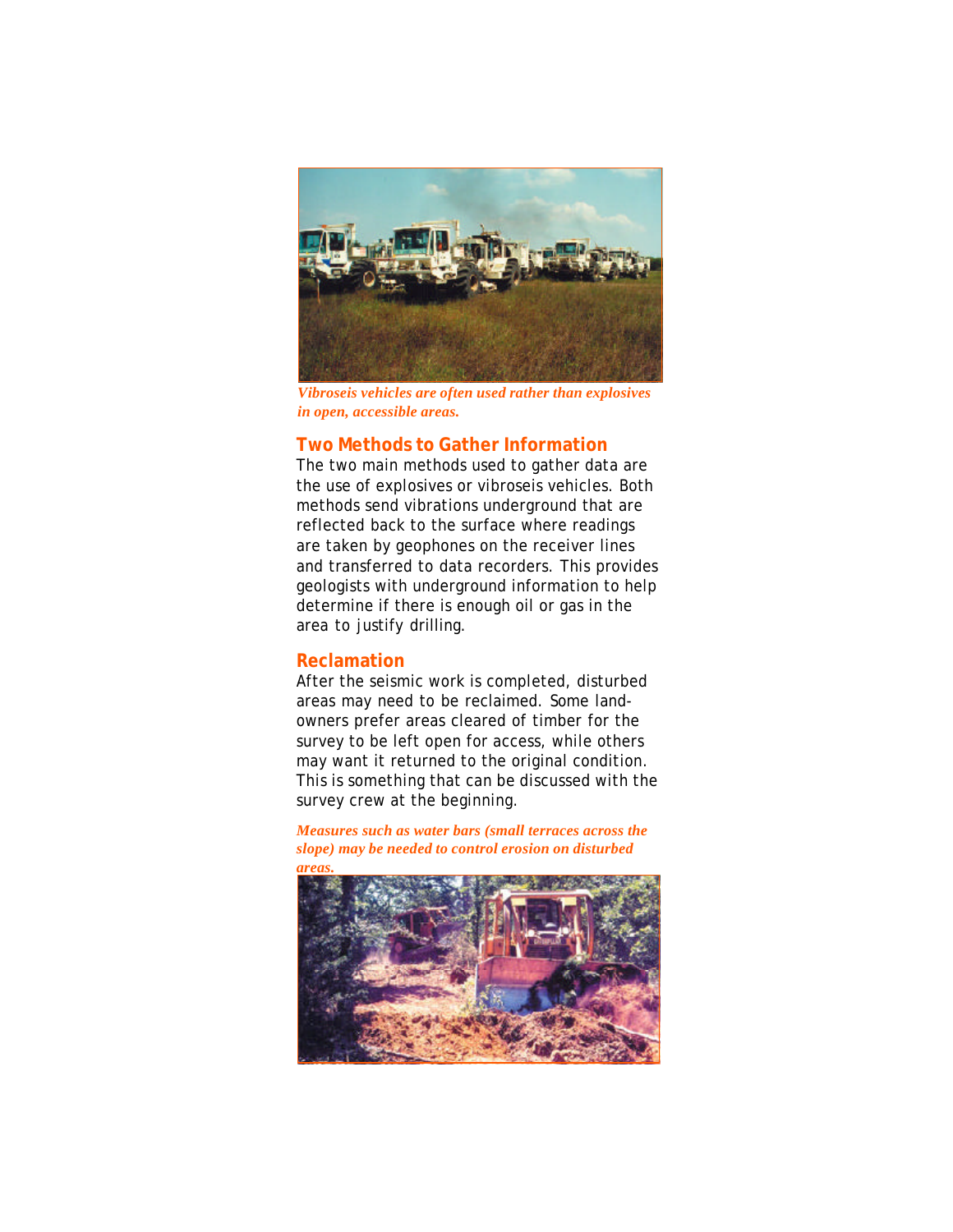*Vibroseis vehicles are often used rather than explosives in open, accessible areas.*

## Two Methods to Gather Information

The two main methods used to gather data are the use of explosives or vibroseis vehicles. Both methods send vibrations underground that are reflected back to the surface where readings are taken by geophones on the receiver lines and transferred to data recorders. This provides geologists with underground information to help determine if there is enough oil or gas in the area to justify drilling.

## Reclamation

After the seismic work is completed, disturbed areas may need to be reclaimed. Some land-owners prefer areas cleared of timber for the survey to be left open for access, while others may want it returned to the original condition. This is something that can be discussed with the survey crew at the beginning.

*Measures such as water bars (small terraces across the slope) may be needed to control erosion on disturbed areas.*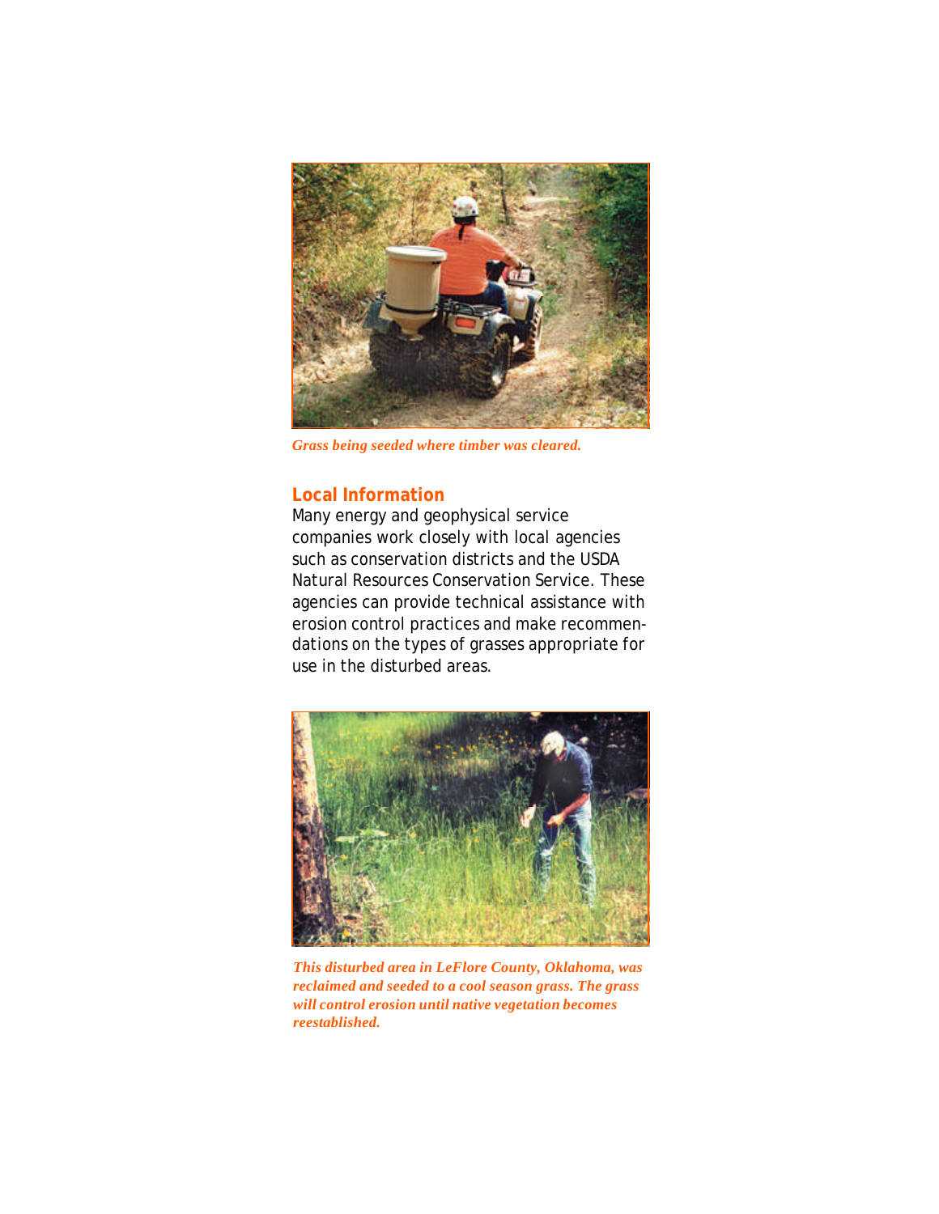*Grass being seeded where timber was cleared.*

## Local Information

Many energy and geophysical service companies work closely with local agencies such as conservation districts and the USDA Natural Resources Conservation Service. These agencies can provide technical assistance with erosion control practices and make recommendations on the types of grasses appropriate for use in the disturbed areas.

*This disturbed area in LeFlore County, Oklahoma, was reclaimed and seeded to a cool season grass. The grass will control erosion until native vegetation becomes reestablished.*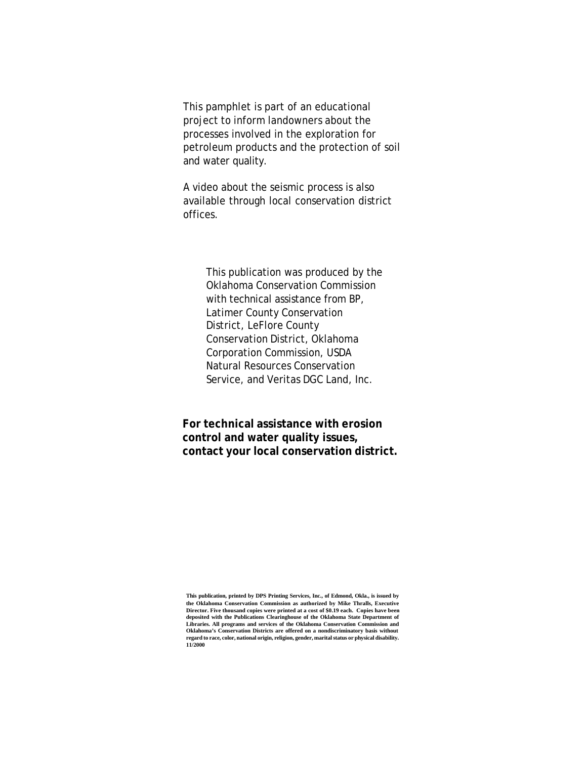This pamphlet is part of an educational project to inform landowners about the processes involved in the exploration for petroleum products and the protection of soil and water quality.

A video about the seismic process is also available through local conservation district offices.

This publication was produced by the Oklahoma Conservation Commission with technical assistance from BP, Latimer County Conservation District, LeFlore County Conservation District, Oklahoma Corporation Commission, USDA Natural Resources Conservation Service, and Veritas DGC Land, Inc.

**For technical assistance with erosion control and water quality issues, contact your local conservation district.**

**This publication, printed by DPS Printing Services, Inc., of Edmond, Okla., is issued by the Oklahoma Conservation Commission as authorized by Mike Thralls, Executive Director. Five thousand copies were printed at a cost of $0.19 each. Copies have been deposited with the Publications Clearinghouse of the Oklahoma State Department of Libraries. All programs and services of the Oklahoma Conservation Commission and Oklahoma's Conservation Districts are offered on a nondiscriminatory basis without regard to race, color, national origin, religion, gender, marital status or physical disability. 11/2000**